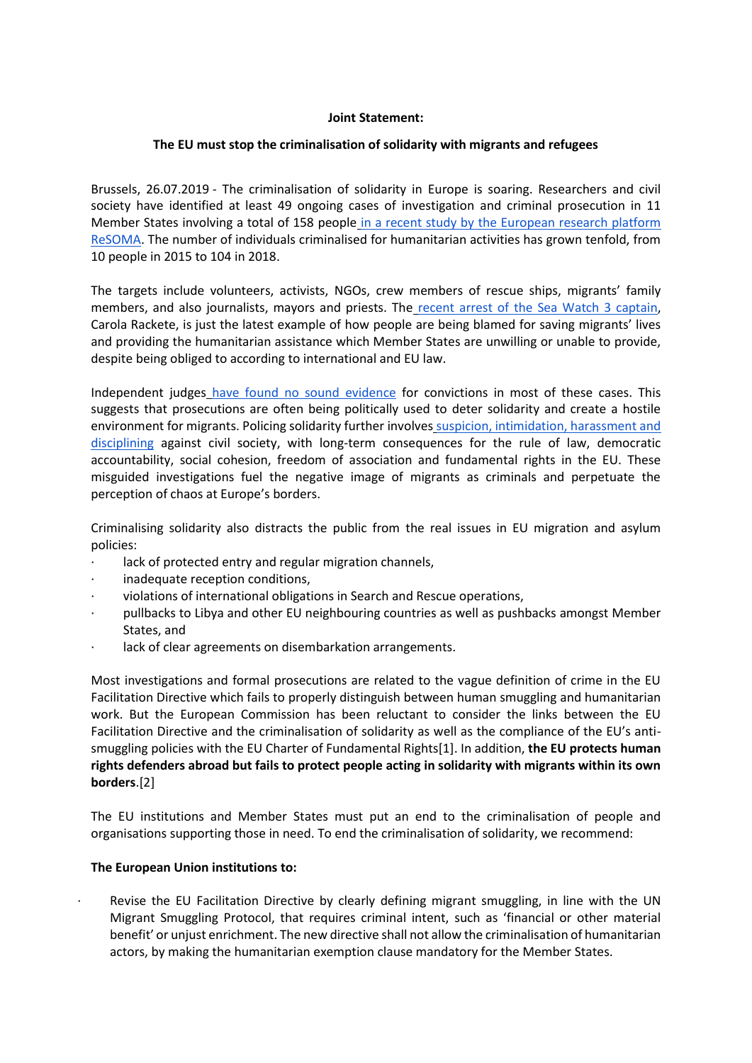**Joint Statement:**

**The EU must stop the criminalisation of solidarity with migrants and refugees**

Brussels, 26.07.2019 - The criminalisation of solidarity in Europe is soaring. Researchers and civil society have identified at least 49 ongoing cases of investigation and criminal prosecution in 11 Member States involving a total of 158 people in a recent study by the European research platform ReSOMA. The number of individuals criminalised for humanitarian activities has grown tenfold, from 10 people in 2015 to 104 in 2018.

The targets include volunteers, activists, NGOs, crew members of rescue ships, migrants' family members, and also journalists, mayors and priests. The recent arrest of the Sea Watch 3 captain, Carola Rackete, is just the latest example of how people are being blamed for saving migrants' lives and providing the humanitarian assistance which Member States are unwilling or unable to provide, despite being obliged to according to international and EU law.

Independent judges have found no sound evidence for convictions in most of these cases. This suggests that prosecutions are often being politically used to deter solidarity and create a hostile environment for migrants. Policing solidarity further involves suspicion, intimidation, harassment and disciplining against civil society, with long-term consequences for the rule of law, democratic accountability, social cohesion, freedom of association and fundamental rights in the EU. These misguided investigations fuel the negative image of migrants as criminals and perpetuate the perception of chaos at Europe's borders.

Criminalising solidarity also distracts the public from the real issues in EU migration and asylum policies:

- lack of protected entry and regular migration channels,
- inadequate reception conditions,
- violations of international obligations in Search and Rescue operations,
- pullbacks to Libya and other EU neighbouring countries as well as pushbacks amongst Member States, and
- lack of clear agreements on disembarkation arrangements.

Most investigations and formal prosecutions are related to the vague definition of crime in the EU Facilitation Directive which fails to properly distinguish between human smuggling and humanitarian work. But the European Commission has been reluctant to consider the links between the EU Facilitation Directive and the criminalisation of solidarity as well as the compliance of the EU's anti-smuggling policies with the EU Charter of Fundamental Rights[1]. In addition, **the EU protects human rights defenders abroad but fails to protect people acting in solidarity with migrants within its own borders**.[2]

The EU institutions and Member States must put an end to the criminalisation of people and organisations supporting those in need. To end the criminalisation of solidarity, we recommend:

**The European Union institutions to:**

- Revise the EU Facilitation Directive by clearly defining migrant smuggling, in line with the UN Migrant Smuggling Protocol, that requires criminal intent, such as 'financial or other material benefit' or unjust enrichment. The new directive shall not allow the criminalisation of humanitarian actors, by making the humanitarian exemption clause mandatory for the Member States.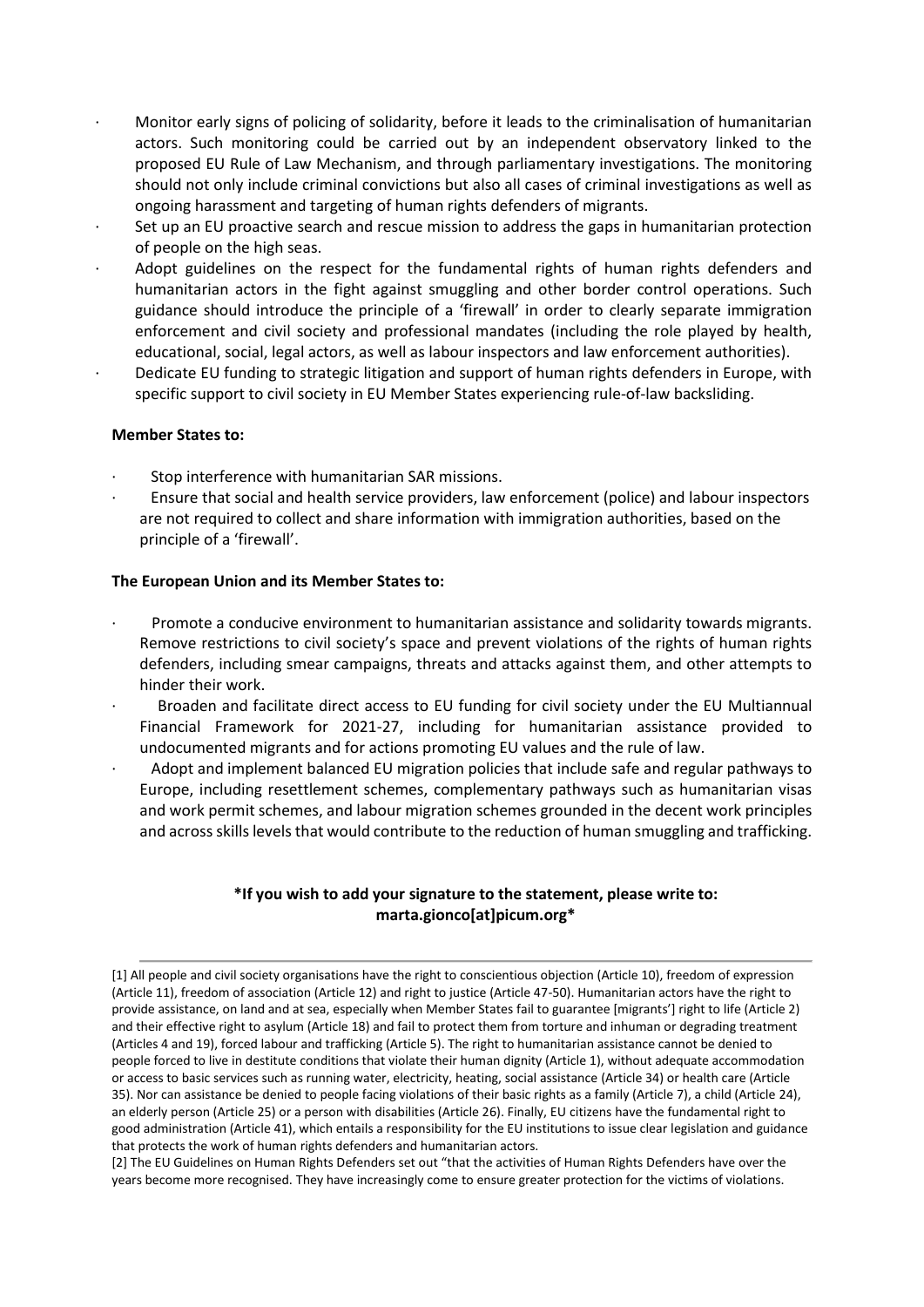- Monitor early signs of policing of solidarity, before it leads to the criminalisation of humanitarian actors. Such monitoring could be carried out by an independent observatory linked to the proposed EU Rule of Law Mechanism, and through parliamentary investigations. The monitoring should not only include criminal convictions but also all cases of criminal investigations as well as ongoing harassment and targeting of human rights defenders of migrants.
- Set up an EU proactive search and rescue mission to address the gaps in humanitarian protection of people on the high seas.
- Adopt guidelines on the respect for the fundamental rights of human rights defenders and humanitarian actors in the fight against smuggling and other border control operations. Such guidance should introduce the principle of a 'firewall' in order to clearly separate immigration enforcement and civil society and professional mandates (including the role played by health, educational, social, legal actors, as well as labour inspectors and law enforcement authorities).
- Dedicate EU funding to strategic litigation and support of human rights defenders in Europe, with specific support to civil society in EU Member States experiencing rule-of-law backsliding.

**Member States to:**

- Stop interference with humanitarian SAR missions.
- Ensure that social and health service providers, law enforcement (police) and labour inspectors are not required to collect and share information with immigration authorities, based on the principle of a 'firewall'.

**The European Union and its Member States to:**

- Promote a conducive environment to humanitarian assistance and solidarity towards migrants. Remove restrictions to civil society's space and prevent violations of the rights of human rights defenders, including smear campaigns, threats and attacks against them, and other attempts to hinder their work.
- Broaden and facilitate direct access to EU funding for civil society under the EU Multiannual Financial Framework for 2021-27, including for humanitarian assistance provided to undocumented migrants and for actions promoting EU values and the rule of law.
- Adopt and implement balanced EU migration policies that include safe and regular pathways to Europe, including resettlement schemes, complementary pathways such as humanitarian visas and work permit schemes, and labour migration schemes grounded in the decent work principles and across skills levels that would contribute to the reduction of human smuggling and trafficking.

**\*If you wish to add your signature to the statement, please write to: marta.gionco[at]picum.org\***

---

[1] All people and civil society organisations have the right to conscientious objection (Article 10), freedom of expression (Article 11), freedom of association (Article 12) and right to justice (Article 47-50). Humanitarian actors have the right to provide assistance, on land and at sea, especially when Member States fail to guarantee [migrants'] right to life (Article 2) and their effective right to asylum (Article 18) and fail to protect them from torture and inhuman or degrading treatment (Articles 4 and 19), forced labour and trafficking (Article 5). The right to humanitarian assistance cannot be denied to people forced to live in destitute conditions that violate their human dignity (Article 1), without adequate accommodation or access to basic services such as running water, electricity, heating, social assistance (Article 34) or health care (Article 35). Nor can assistance be denied to people facing violations of their basic rights as a family (Article 7), a child (Article 24), an elderly person (Article 25) or a person with disabilities (Article 26). Finally, EU citizens have the fundamental right to good administration (Article 41), which entails a responsibility for the EU institutions to issue clear legislation and guidance that protects the work of human rights defenders and humanitarian actors.

[2] The EU Guidelines on Human Rights Defenders set out "that the activities of Human Rights Defenders have over the years become more recognised. They have increasingly come to ensure greater protection for the victims of violations.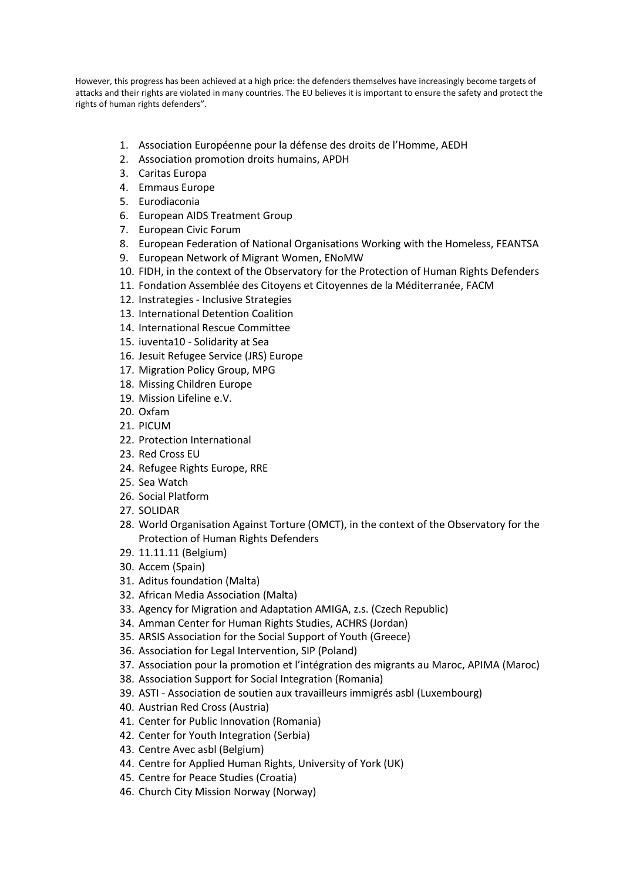However, this progress has been achieved at a high price: the defenders themselves have increasingly become targets of attacks and their rights are violated in many countries. The EU believes it is important to ensure the safety and protect the rights of human rights defenders".

1. Association Européenne pour la défense des droits de l'Homme, AEDH
2. Association promotion droits humains, APDH
3. Caritas Europa
4. Emmaus Europe
5. Eurodiaconia
6. European AIDS Treatment Group
7. European Civic Forum
8. European Federation of National Organisations Working with the Homeless, FEANTSA
9. European Network of Migrant Women, ENoMW
10. FIDH, in the context of the Observatory for the Protection of Human Rights Defenders
11. Fondation Assemblée des Citoyens et Citoyennes de la Méditerranée, FACM
12. Instrategies - Inclusive Strategies
13. International Detention Coalition
14. International Rescue Committee
15. iuventa10 - Solidarity at Sea
16. Jesuit Refugee Service (JRS) Europe
17. Migration Policy Group, MPG
18. Missing Children Europe
19. Mission Lifeline e.V.
20. Oxfam
21. PICUM
22. Protection International
23. Red Cross EU
24. Refugee Rights Europe, RRE
25. Sea Watch
26. Social Platform
27. SOLIDAR
28. World Organisation Against Torture (OMCT), in the context of the Observatory for the Protection of Human Rights Defenders
29. 11.11.11 (Belgium)
30. Accem (Spain)
31. Aditus foundation (Malta)
32. African Media Association (Malta)
33. Agency for Migration and Adaptation AMIGA, z.s. (Czech Republic)
34. Amman Center for Human Rights Studies, ACHRS (Jordan)
35. ARSIS Association for the Social Support of Youth (Greece)
36. Association for Legal Intervention, SIP (Poland)
37. Association pour la promotion et l'intégration des migrants au Maroc, APIMA (Maroc)
38. Association Support for Social Integration (Romania)
39. ASTI - Association de soutien aux travailleurs immigrés asbl (Luxembourg)
40. Austrian Red Cross (Austria)
41. Center for Public Innovation (Romania)
42. Center for Youth Integration (Serbia)
43. Centre Avec asbl (Belgium)
44. Centre for Applied Human Rights, University of York (UK)
45. Centre for Peace Studies (Croatia)
46. Church City Mission Norway (Norway)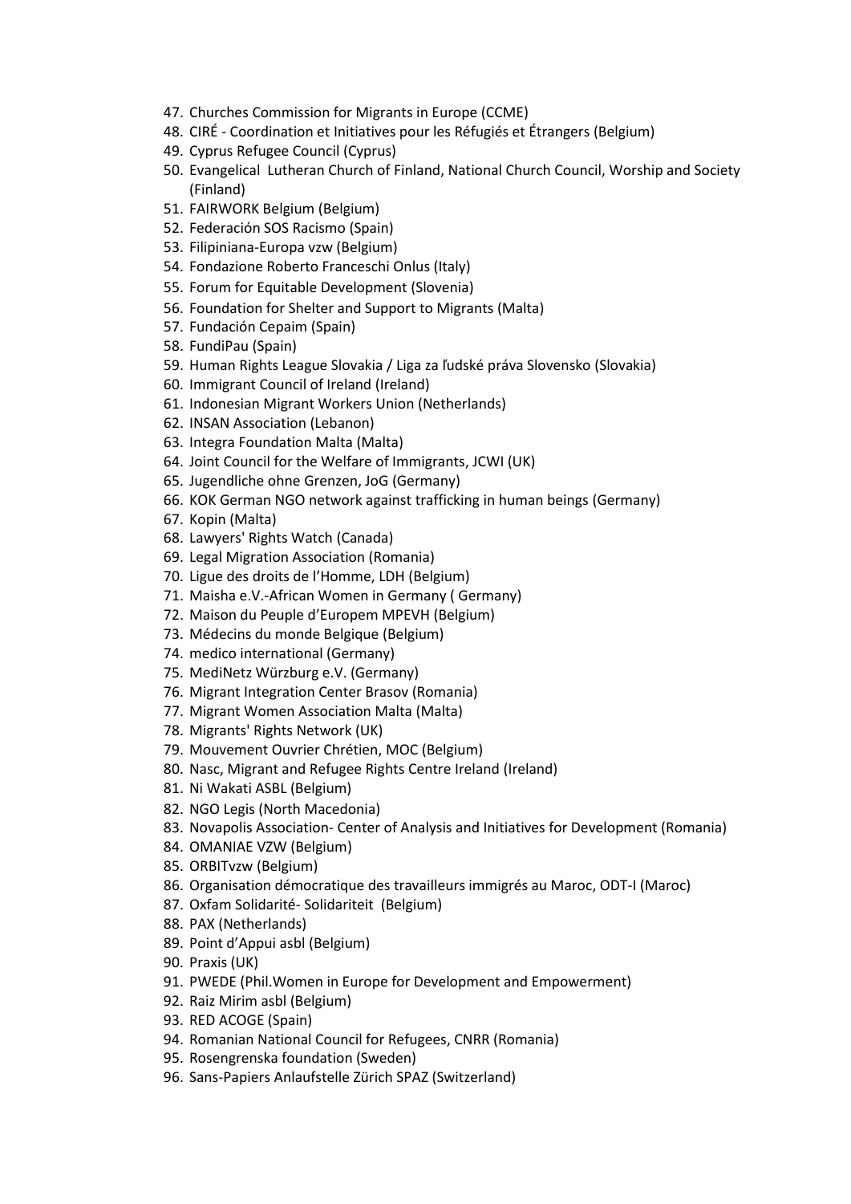47. Churches Commission for Migrants in Europe (CCME)
48. CIRÉ - Coordination et Initiatives pour les Réfugiés et Étrangers (Belgium)
49. Cyprus Refugee Council (Cyprus)
50. Evangelical Lutheran Church of Finland, National Church Council, Worship and Society (Finland)
51. FAIRWORK Belgium (Belgium)
52. Federación SOS Racismo (Spain)
53. Filipiniana-Europa vzw (Belgium)
54. Fondazione Roberto Franceschi Onlus (Italy)
55. Forum for Equitable Development (Slovenia)
56. Foundation for Shelter and Support to Migrants (Malta)
57. Fundación Cepaim (Spain)
58. FundiPau (Spain)
59. Human Rights League Slovakia / Liga za ľudské práva Slovensko (Slovakia)
60. Immigrant Council of Ireland (Ireland)
61. Indonesian Migrant Workers Union (Netherlands)
62. INSAN Association (Lebanon)
63. Integra Foundation Malta (Malta)
64. Joint Council for the Welfare of Immigrants, JCWI (UK)
65. Jugendliche ohne Grenzen, JoG (Germany)
66. KOK German NGO network against trafficking in human beings (Germany)
67. Kopin (Malta)
68. Lawyers' Rights Watch (Canada)
69. Legal Migration Association (Romania)
70. Ligue des droits de l'Homme, LDH (Belgium)
71. Maisha e.V.-African Women in Germany ( Germany)
72. Maison du Peuple d'Europem MPEVH (Belgium)
73. Médecins du monde Belgique (Belgium)
74. medico international (Germany)
75. MediNetz Würzburg e.V. (Germany)
76. Migrant Integration Center Brasov (Romania)
77. Migrant Women Association Malta (Malta)
78. Migrants' Rights Network (UK)
79. Mouvement Ouvrier Chrétien, MOC (Belgium)
80. Nasc, Migrant and Refugee Rights Centre Ireland (Ireland)
81. Ni Wakati ASBL (Belgium)
82. NGO Legis (North Macedonia)
83. Novapolis Association- Center of Analysis and Initiatives for Development (Romania)
84. OMANIAE VZW (Belgium)
85. ORBITvzw (Belgium)
86. Organisation démocratique des travailleurs immigrés au Maroc, ODT-I (Maroc)
87. Oxfam Solidarité- Solidariteit (Belgium)
88. PAX (Netherlands)
89. Point d'Appui asbl (Belgium)
90. Praxis (UK)
91. PWEDE (Phil.Women in Europe for Development and Empowerment)
92. Raiz Mirim asbl (Belgium)
93. RED ACOGE (Spain)
94. Romanian National Council for Refugees, CNRR (Romania)
95. Rosengrenska foundation (Sweden)
96. Sans-Papiers Anlaufstelle Zürich SPAZ (Switzerland)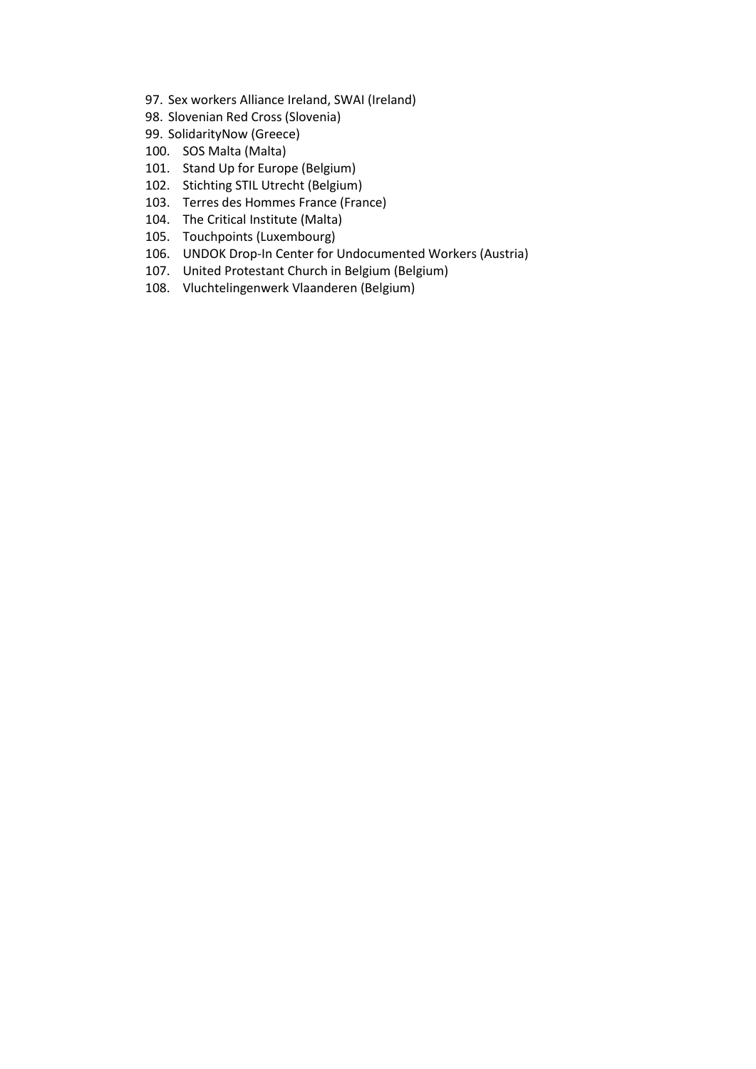97. Sex workers Alliance Ireland, SWAI (Ireland)
98. Slovenian Red Cross (Slovenia)
99. SolidarityNow (Greece)
100. SOS Malta (Malta)
101. Stand Up for Europe (Belgium)
102. Stichting STIL Utrecht (Belgium)
103. Terres des Hommes France (France)
104. The Critical Institute (Malta)
105. Touchpoints (Luxembourg)
106. UNDOK Drop-In Center for Undocumented Workers (Austria)
107. United Protestant Church in Belgium (Belgium)
108. Vluchtelingenwerk Vlaanderen (Belgium)